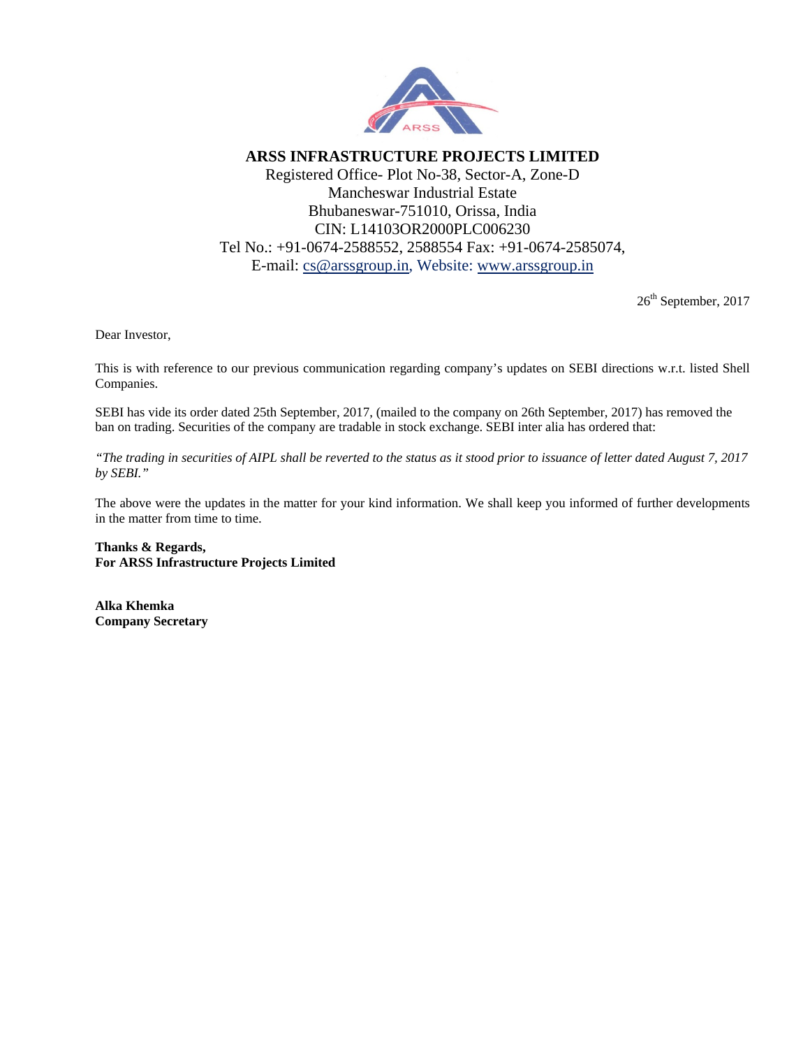**ARSS INFRASTRUCTURE PROJECTS LIMITED**

Registered Office- Plot No-38, Sector-A, Zone-D
Mancheswar Industrial Estate
Bhubaneswar-751010, Orissa, India
CIN: L14103OR2000PLC006230
Tel No.: +91-0674-2588552, 2588554 Fax: +91-0674-2585074,
E-mail: cs@arssgroup.in, Website: www.arssgroup.in

26th September, 2017

Dear Investor,

This is with reference to our previous communication regarding company's updates on SEBI directions w.r.t. listed Shell Companies.

SEBI has vide its order dated 25th September, 2017, (mailed to the company on 26th September, 2017) has removed the ban on trading. Securities of the company are tradable in stock exchange. SEBI inter alia has ordered that:

*"The trading in securities of AIPL shall be reverted to the status as it stood prior to issuance of letter dated August 7, 2017 by SEBI."*

The above were the updates in the matter for your kind information. We shall keep you informed of further developments in the matter from time to time.

**Thanks & Regards,**
**For ARSS Infrastructure Projects Limited**

**Alka Khemka**
**Company Secretary**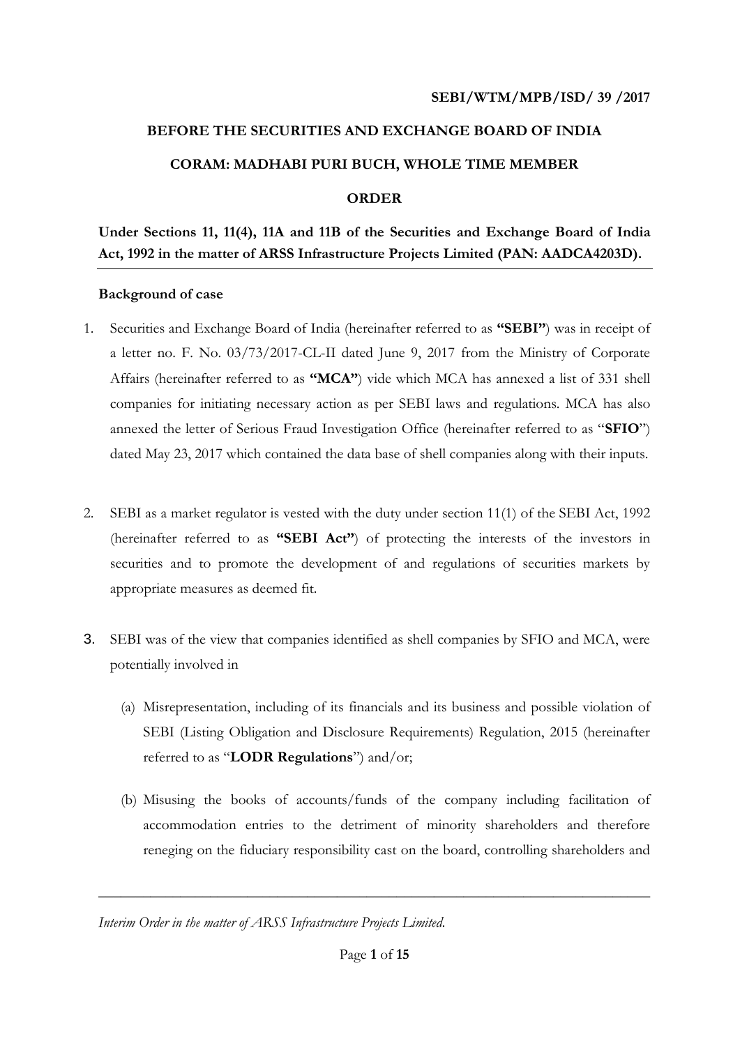**SEBI/WTM/MPB/ISD/ 39 /2017**

**BEFORE THE SECURITIES AND EXCHANGE BOARD OF INDIA**

**CORAM: MADHABI PURI BUCH, WHOLE TIME MEMBER**

**ORDER**

**Under Sections 11, 11(4), 11A and 11B of the Securities and Exchange Board of India Act, 1992 in the matter of ARSS Infrastructure Projects Limited (PAN: AADCA4203D).**

**Background of case**

1. Securities and Exchange Board of India (hereinafter referred to as **"SEBI"**) was in receipt of a letter no. F. No. 03/73/2017-CL-II dated June 9, 2017 from the Ministry of Corporate Affairs (hereinafter referred to as **"MCA"**) vide which MCA has annexed a list of 331 shell companies for initiating necessary action as per SEBI laws and regulations. MCA has also annexed the letter of Serious Fraud Investigation Office (hereinafter referred to as "**SFIO**") dated May 23, 2017 which contained the data base of shell companies along with their inputs.

2. SEBI as a market regulator is vested with the duty under section 11(1) of the SEBI Act, 1992 (hereinafter referred to as **"SEBI Act"**) of protecting the interests of the investors in securities and to promote the development of and regulations of securities markets by appropriate measures as deemed fit.

3. SEBI was of the view that companies identified as shell companies by SFIO and MCA, were potentially involved in

   (a) Misrepresentation, including of its financials and its business and possible violation of SEBI (Listing Obligation and Disclosure Requirements) Regulation, 2015 (hereinafter referred to as "**LODR Regulations**") and/or;

   (b) Misusing the books of accounts/funds of the company including facilitation of accommodation entries to the detriment of minority shareholders and therefore reneging on the fiduciary responsibility cast on the board, controlling shareholders and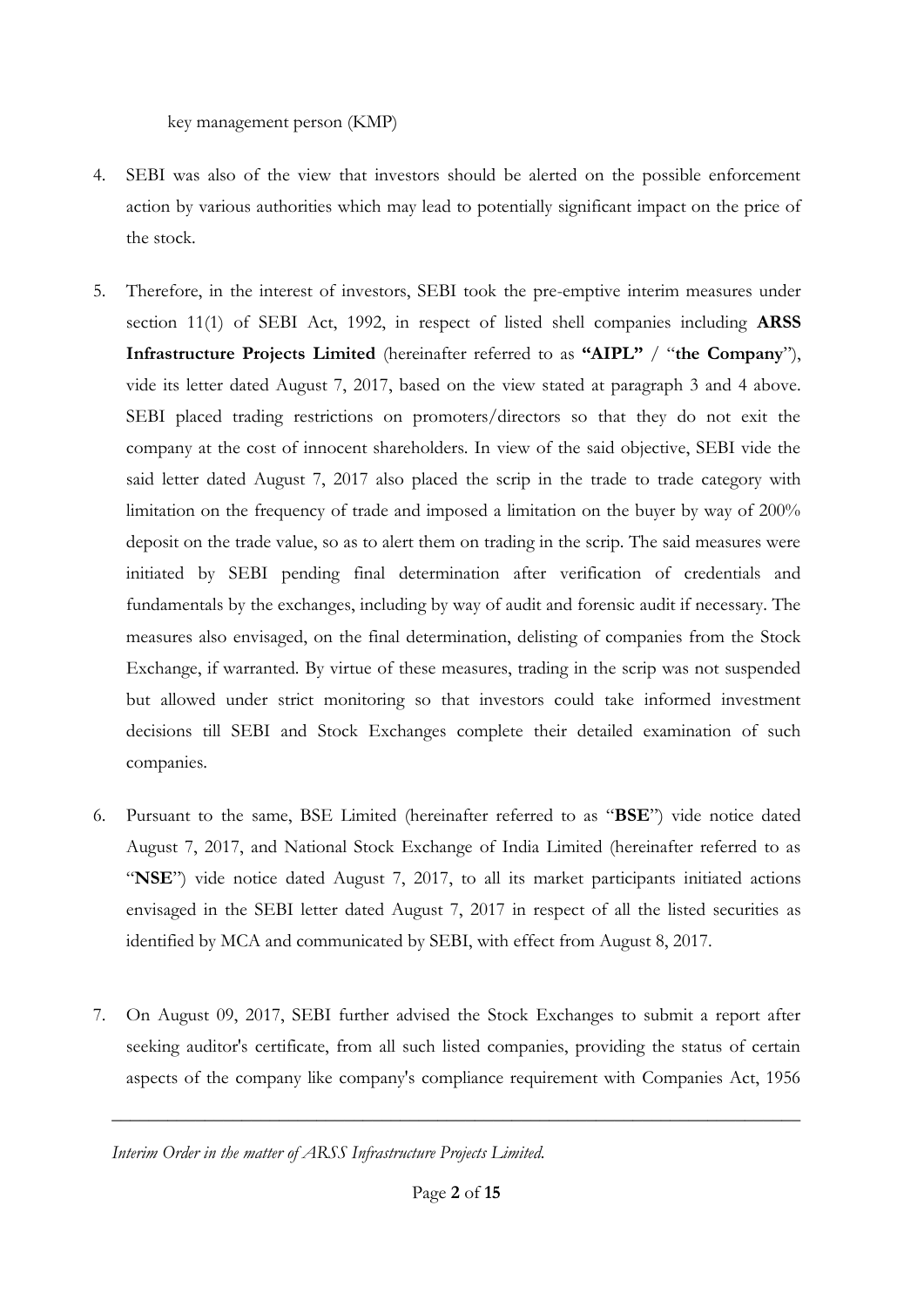key management person (KMP)

4. SEBI was also of the view that investors should be alerted on the possible enforcement action by various authorities which may lead to potentially significant impact on the price of the stock.

5. Therefore, in the interest of investors, SEBI took the pre-emptive interim measures under section 11(1) of SEBI Act, 1992, in respect of listed shell companies including **ARSS Infrastructure Projects Limited** (hereinafter referred to as **"AIPL"** / "**the Company**"), vide its letter dated August 7, 2017, based on the view stated at paragraph 3 and 4 above. SEBI placed trading restrictions on promoters/directors so that they do not exit the company at the cost of innocent shareholders. In view of the said objective, SEBI vide the said letter dated August 7, 2017 also placed the scrip in the trade to trade category with limitation on the frequency of trade and imposed a limitation on the buyer by way of 200% deposit on the trade value, so as to alert them on trading in the scrip. The said measures were initiated by SEBI pending final determination after verification of credentials and fundamentals by the exchanges, including by way of audit and forensic audit if necessary. The measures also envisaged, on the final determination, delisting of companies from the Stock Exchange, if warranted. By virtue of these measures, trading in the scrip was not suspended but allowed under strict monitoring so that investors could take informed investment decisions till SEBI and Stock Exchanges complete their detailed examination of such companies.

6. Pursuant to the same, BSE Limited (hereinafter referred to as "**BSE**") vide notice dated August 7, 2017, and National Stock Exchange of India Limited (hereinafter referred to as "**NSE**") vide notice dated August 7, 2017, to all its market participants initiated actions envisaged in the SEBI letter dated August 7, 2017 in respect of all the listed securities as identified by MCA and communicated by SEBI, with effect from August 8, 2017.

7. On August 09, 2017, SEBI further advised the Stock Exchanges to submit a report after seeking auditor's certificate, from all such listed companies, providing the status of certain aspects of the company like company's compliance requirement with Companies Act, 1956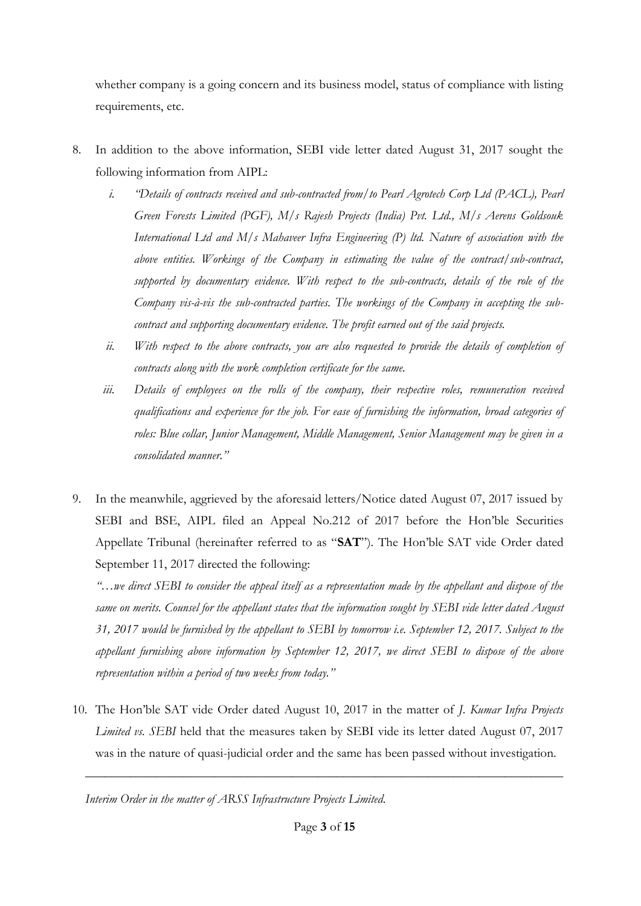whether company is a going concern and its business model, status of compliance with listing requirements, etc.

8. In addition to the above information, SEBI vide letter dated August 31, 2017 sought the following information from AIPL:
   i. *"Details of contracts received and sub-contracted from/to Pearl Agrotech Corp Ltd (PACL), Pearl Green Forests Limited (PGF), M/s Rajesh Projects (India) Pvt. Ltd., M/s Aerens Goldsouk International Ltd and M/s Mahaveer Infra Engineering (P) ltd. Nature of association with the above entities. Workings of the Company in estimating the value of the contract/sub-contract, supported by documentary evidence. With respect to the sub-contracts, details of the role of the Company vis-à-vis the sub-contracted parties. The workings of the Company in accepting the sub-contract and supporting documentary evidence. The profit earned out of the said projects.*
   ii. *With respect to the above contracts, you are also requested to provide the details of completion of contracts along with the work completion certificate for the same.*
   iii. *Details of employees on the rolls of the company, their respective roles, remuneration received qualifications and experience for the job. For ease of furnishing the information, broad categories of roles: Blue collar, Junior Management, Middle Management, Senior Management may be given in a consolidated manner."*

9. In the meanwhile, aggrieved by the aforesaid letters/Notice dated August 07, 2017 issued by SEBI and BSE, AIPL filed an Appeal No.212 of 2017 before the Hon'ble Securities Appellate Tribunal (hereinafter referred to as "**SAT**"). The Hon'ble SAT vide Order dated September 11, 2017 directed the following:

   *"…we direct SEBI to consider the appeal itself as a representation made by the appellant and dispose of the same on merits. Counsel for the appellant states that the information sought by SEBI vide letter dated August 31, 2017 would be furnished by the appellant to SEBI by tomorrow i.e. September 12, 2017. Subject to the appellant furnishing above information by September 12, 2017, we direct SEBI to dispose of the above representation within a period of two weeks from today."*

10. The Hon'ble SAT vide Order dated August 10, 2017 in the matter of *J. Kumar Infra Projects Limited vs. SEBI* held that the measures taken by SEBI vide its letter dated August 07, 2017 was in the nature of quasi-judicial order and the same has been passed without investigation.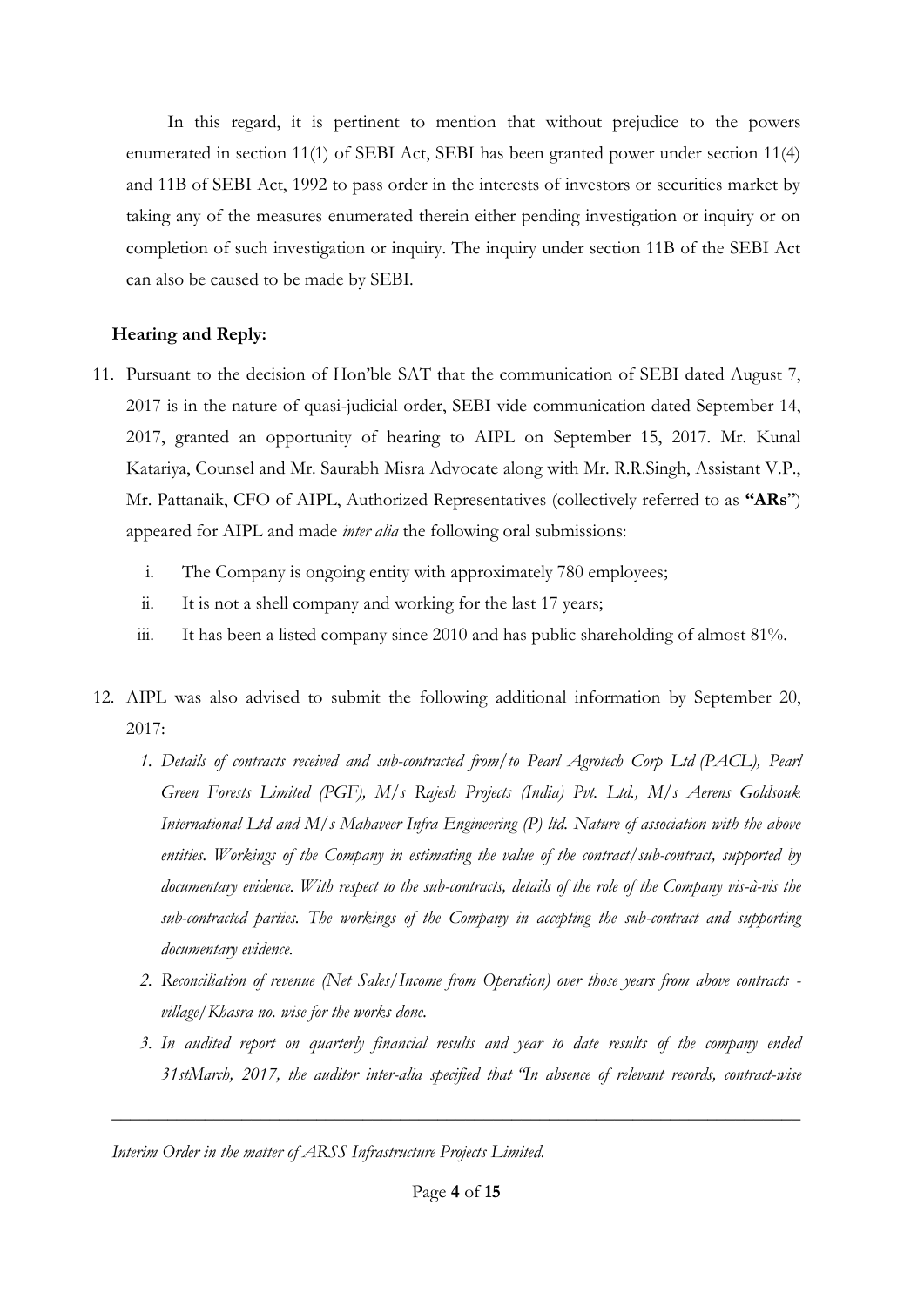In this regard, it is pertinent to mention that without prejudice to the powers enumerated in section 11(1) of SEBI Act, SEBI has been granted power under section 11(4) and 11B of SEBI Act, 1992 to pass order in the interests of investors or securities market by taking any of the measures enumerated therein either pending investigation or inquiry or on completion of such investigation or inquiry. The inquiry under section 11B of the SEBI Act can also be caused to be made by SEBI.

**Hearing and Reply:**

11. Pursuant to the decision of Hon'ble SAT that the communication of SEBI dated August 7, 2017 is in the nature of quasi-judicial order, SEBI vide communication dated September 14, 2017, granted an opportunity of hearing to AIPL on September 15, 2017. Mr. Kunal Katariya, Counsel and Mr. Saurabh Misra Advocate along with Mr. R.R.Singh, Assistant V.P., Mr. Pattanaik, CFO of AIPL, Authorized Representatives (collectively referred to as **"ARs"**) appeared for AIPL and made *inter alia* the following oral submissions:
    i. The Company is ongoing entity with approximately 780 employees;
    ii. It is not a shell company and working for the last 17 years;
    iii. It has been a listed company since 2010 and has public shareholding of almost 81%.

12. AIPL was also advised to submit the following additional information by September 20, 2017:
    1. *Details of contracts received and sub-contracted from/to Pearl Agrotech Corp Ltd (PACL), Pearl Green Forests Limited (PGF), M/s Rajesh Projects (India) Pvt. Ltd., M/s Aerens Goldsouk International Ltd and M/s Mahaveer Infra Engineering (P) ltd. Nature of association with the above entities. Workings of the Company in estimating the value of the contract/sub-contract, supported by documentary evidence. With respect to the sub-contracts, details of the role of the Company vis-à-vis the sub-contracted parties. The workings of the Company in accepting the sub-contract and supporting documentary evidence.*
    2. *Reconciliation of revenue (Net Sales/Income from Operation) over those years from above contracts - village/Khasra no. wise for the works done.*
    3. *In audited report on quarterly financial results and year to date results of the company ended 31stMarch, 2017, the auditor inter-alia specified that "In absence of relevant records, contract-wise*

*Interim Order in the matter of ARSS Infrastructure Projects Limited.*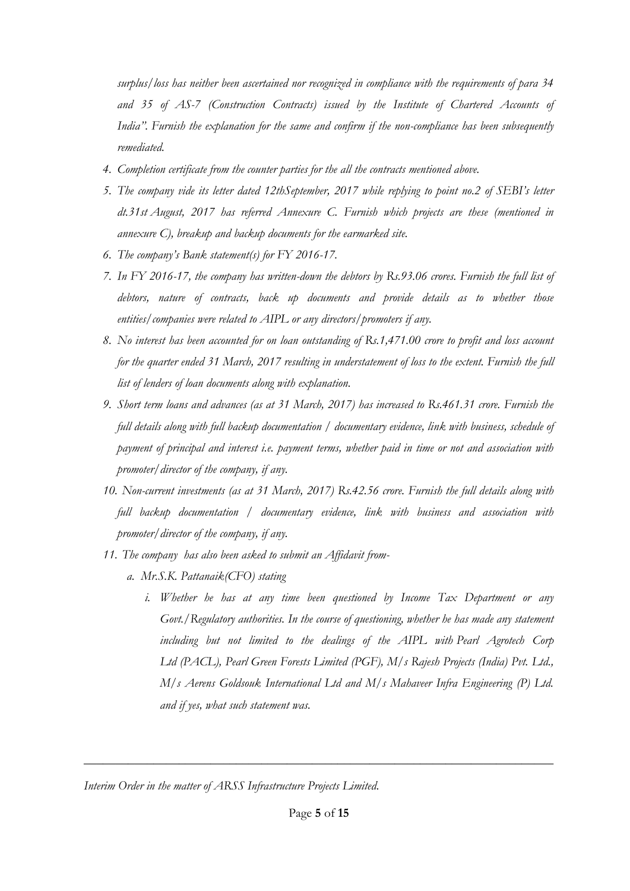*surplus/loss has neither been ascertained nor recognized in compliance with the requirements of para 34 and 35 of AS-7 (Construction Contracts) issued by the Institute of Chartered Accounts of India". Furnish the explanation for the same and confirm if the non-compliance has been subsequently remediated.*

4. *Completion certificate from the counter parties for the all the contracts mentioned above.*
5. *The company vide its letter dated 12thSeptember, 2017 while replying to point no.2 of SEBI's letter dt.31st August, 2017 has referred Annexure C. Furnish which projects are these (mentioned in annexure C), breakup and backup documents for the earmarked site.*
6. *The company's Bank statement(s) for FY 2016-17.*
7. *In FY 2016-17, the company has written-down the debtors by Rs.93.06 crores. Furnish the full list of debtors, nature of contracts, back up documents and provide details as to whether those entities/companies were related to AIPL or any directors/promoters if any.*
8. *No interest has been accounted for on loan outstanding of Rs.1,471.00 crore to profit and loss account for the quarter ended 31 March, 2017 resulting in understatement of loss to the extent. Furnish the full list of lenders of loan documents along with explanation.*
9. *Short term loans and advances (as at 31 March, 2017) has increased to Rs.461.31 crore. Furnish the full details along with full backup documentation / documentary evidence, link with business, schedule of payment of principal and interest i.e. payment terms, whether paid in time or not and association with promoter/director of the company, if any.*
10. *Non-current investments (as at 31 March, 2017) Rs.42.56 crore. Furnish the full details along with full backup documentation / documentary evidence, link with business and association with promoter/director of the company, if any.*
11. *The company has also been asked to submit an Affidavit from-*
    a. *Mr.S.K. Pattanaik(CFO) stating*
        i. *Whether he has at any time been questioned by Income Tax Department or any Govt./Regulatory authorities. In the course of questioning, whether he has made any statement including but not limited to the dealings of the AIPL with Pearl Agrotech Corp Ltd (PACL), Pearl Green Forests Limited (PGF), M/s Rajesh Projects (India) Pvt. Ltd., M/s Aerens Goldsouk International Ltd and M/s Mahaveer Infra Engineering (P) Ltd. and if yes, what such statement was.*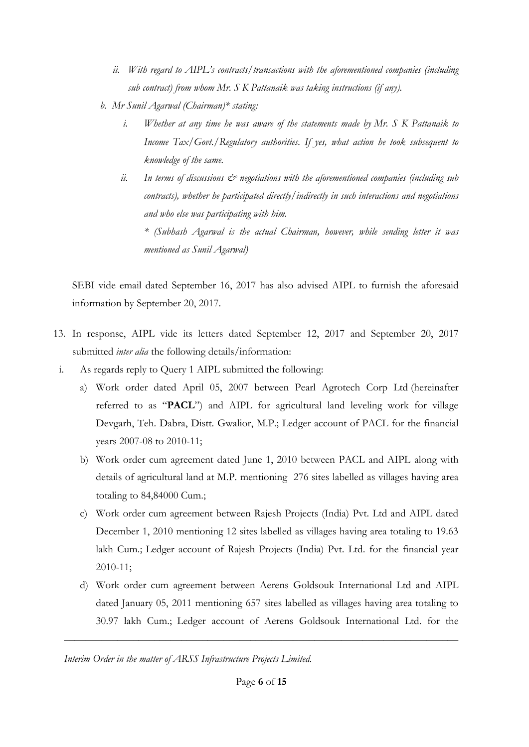*ii. With regard to AIPL's contracts/transactions with the aforementioned companies (including sub contract) from whom Mr. S K Pattanaik was taking instructions (if any).*

*b. Mr Sunil Agarwal (Chairman)* stating:*

*i. Whether at any time he was aware of the statements made by Mr. S K Pattanaik to Income Tax/Govt./Regulatory authorities. If yes, what action he took subsequent to knowledge of the same.*

*ii. In terms of discussions & negotiations with the aforementioned companies (including sub contracts), whether he participated directly/indirectly in such interactions and negotiations and who else was participating with him.*

*\* (Subhash Agarwal is the actual Chairman, however, while sending letter it was mentioned as Sunil Agarwal)*

SEBI vide email dated September 16, 2017 has also advised AIPL to furnish the aforesaid information by September 20, 2017.

13. In response, AIPL vide its letters dated September 12, 2017 and September 20, 2017 submitted *inter alia* the following details/information:

   i. As regards reply to Query 1 AIPL submitted the following:

      a) Work order dated April 05, 2007 between Pearl Agrotech Corp Ltd (hereinafter referred to as "**PACL**") and AIPL for agricultural land leveling work for village Devgarh, Teh. Dabra, Distt. Gwalior, M.P.; Ledger account of PACL for the financial years 2007-08 to 2010-11;

      b) Work order cum agreement dated June 1, 2010 between PACL and AIPL along with details of agricultural land at M.P. mentioning 276 sites labelled as villages having area totaling to 84,84000 Cum.;

      c) Work order cum agreement between Rajesh Projects (India) Pvt. Ltd and AIPL dated December 1, 2010 mentioning 12 sites labelled as villages having area totaling to 19.63 lakh Cum.; Ledger account of Rajesh Projects (India) Pvt. Ltd. for the financial year 2010-11;

      d) Work order cum agreement between Aerens Goldsouk International Ltd and AIPL dated January 05, 2011 mentioning 657 sites labelled as villages having area totaling to 30.97 lakh Cum.; Ledger account of Aerens Goldsouk International Ltd. for the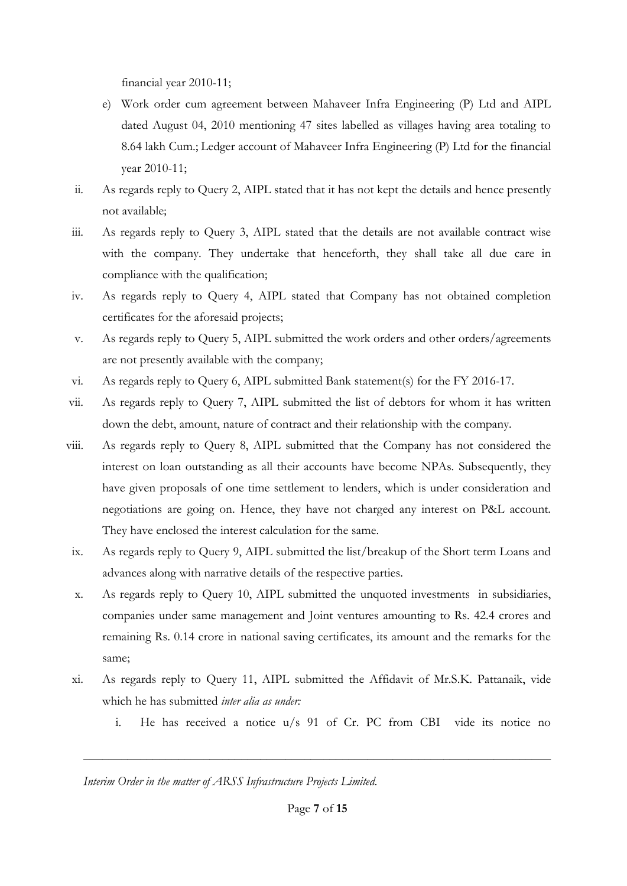financial year 2010-11;

e) Work order cum agreement between Mahaveer Infra Engineering (P) Ltd and AIPL dated August 04, 2010 mentioning 47 sites labelled as villages having area totaling to 8.64 lakh Cum.; Ledger account of Mahaveer Infra Engineering (P) Ltd for the financial year 2010-11;

ii. As regards reply to Query 2, AIPL stated that it has not kept the details and hence presently not available;

iii. As regards reply to Query 3, AIPL stated that the details are not available contract wise with the company. They undertake that henceforth, they shall take all due care in compliance with the qualification;

iv. As regards reply to Query 4, AIPL stated that Company has not obtained completion certificates for the aforesaid projects;

v. As regards reply to Query 5, AIPL submitted the work orders and other orders/agreements are not presently available with the company;

vi. As regards reply to Query 6, AIPL submitted Bank statement(s) for the FY 2016-17.

vii. As regards reply to Query 7, AIPL submitted the list of debtors for whom it has written down the debt, amount, nature of contract and their relationship with the company.

viii. As regards reply to Query 8, AIPL submitted that the Company has not considered the interest on loan outstanding as all their accounts have become NPAs. Subsequently, they have given proposals of one time settlement to lenders, which is under consideration and negotiations are going on. Hence, they have not charged any interest on P&L account. They have enclosed the interest calculation for the same.

ix. As regards reply to Query 9, AIPL submitted the list/breakup of the Short term Loans and advances along with narrative details of the respective parties.

x. As regards reply to Query 10, AIPL submitted the unquoted investments in subsidiaries, companies under same management and Joint ventures amounting to Rs. 42.4 crores and remaining Rs. 0.14 crore in national saving certificates, its amount and the remarks for the same;

xi. As regards reply to Query 11, AIPL submitted the Affidavit of Mr.S.K. Pattanaik, vide which he has submitted *inter alia as under:*

   i. He has received a notice u/s 91 of Cr. PC from CBI vide its notice no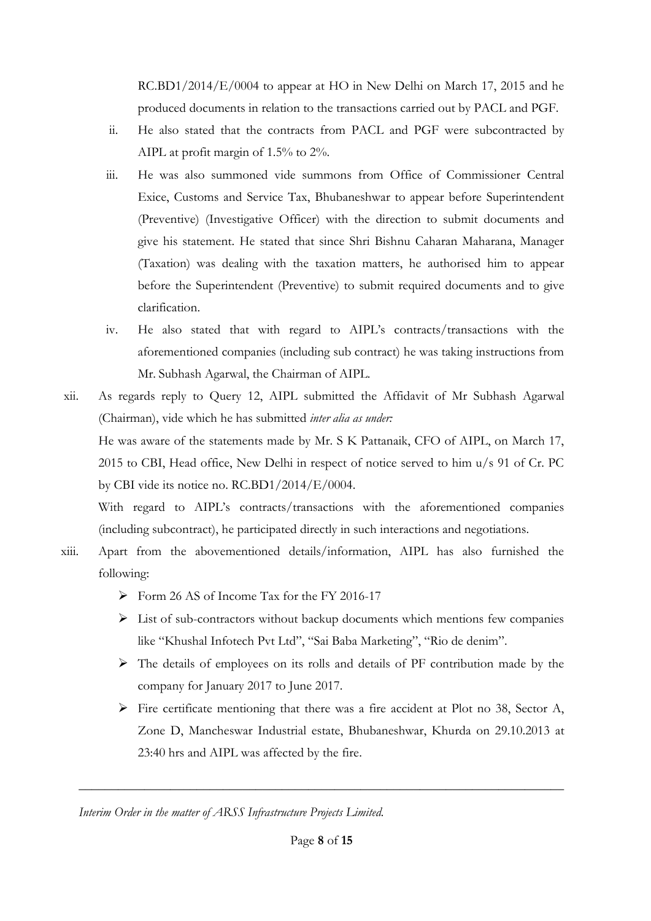RC.BD1/2014/E/0004 to appear at HO in New Delhi on March 17, 2015 and he produced documents in relation to the transactions carried out by PACL and PGF.

ii. He also stated that the contracts from PACL and PGF were subcontracted by AIPL at profit margin of 1.5% to 2%.

iii. He was also summoned vide summons from Office of Commissioner Central Exice, Customs and Service Tax, Bhubaneshwar to appear before Superintendent (Preventive) (Investigative Officer) with the direction to submit documents and give his statement. He stated that since Shri Bishnu Caharan Maharana, Manager (Taxation) was dealing with the taxation matters, he authorised him to appear before the Superintendent (Preventive) to submit required documents and to give clarification.

iv. He also stated that with regard to AIPL's contracts/transactions with the aforementioned companies (including sub contract) he was taking instructions from Mr. Subhash Agarwal, the Chairman of AIPL.

xii. As regards reply to Query 12, AIPL submitted the Affidavit of Mr Subhash Agarwal (Chairman), vide which he has submitted *inter alia as under:*

He was aware of the statements made by Mr. S K Pattanaik, CFO of AIPL, on March 17, 2015 to CBI, Head office, New Delhi in respect of notice served to him u/s 91 of Cr. PC by CBI vide its notice no. RC.BD1/2014/E/0004.

With regard to AIPL's contracts/transactions with the aforementioned companies (including subcontract), he participated directly in such interactions and negotiations.

xiii. Apart from the abovementioned details/information, AIPL has also furnished the following:

- Form 26 AS of Income Tax for the FY 2016-17
- List of sub-contractors without backup documents which mentions few companies like "Khushal Infotech Pvt Ltd", "Sai Baba Marketing", "Rio de denim".
- The details of employees on its rolls and details of PF contribution made by the company for January 2017 to June 2017.
- Fire certificate mentioning that there was a fire accident at Plot no 38, Sector A, Zone D, Mancheswar Industrial estate, Bhubaneshwar, Khurda on 29.10.2013 at 23:40 hrs and AIPL was affected by the fire.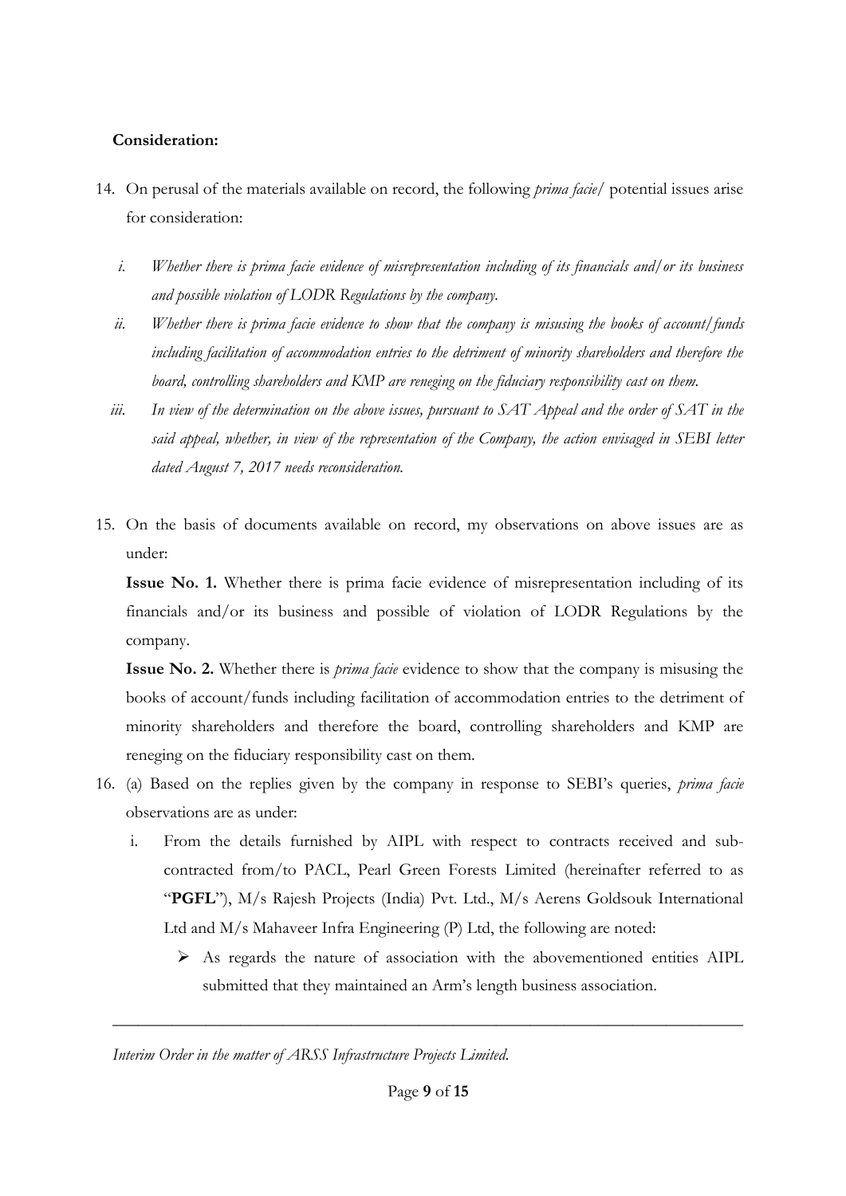**Consideration:**

14. On perusal of the materials available on record, the following *prima facie*/ potential issues arise for consideration:

    *i. Whether there is prima facie evidence of misrepresentation including of its financials and/or its business and possible violation of LODR Regulations by the company.*

    *ii. Whether there is prima facie evidence to show that the company is misusing the books of account/funds including facilitation of accommodation entries to the detriment of minority shareholders and therefore the board, controlling shareholders and KMP are reneging on the fiduciary responsibility cast on them.*

    *iii. In view of the determination on the above issues, pursuant to SAT Appeal and the order of SAT in the said appeal, whether, in view of the representation of the Company, the action envisaged in SEBI letter dated August 7, 2017 needs reconsideration.*

15. On the basis of documents available on record, my observations on above issues are as under:

    **Issue No. 1.** Whether there is prima facie evidence of misrepresentation including of its financials and/or its business and possible of violation of LODR Regulations by the company.

    **Issue No. 2.** Whether there is *prima facie* evidence to show that the company is misusing the books of account/funds including facilitation of accommodation entries to the detriment of minority shareholders and therefore the board, controlling shareholders and KMP are reneging on the fiduciary responsibility cast on them.

16. (a) Based on the replies given by the company in response to SEBI's queries, *prima facie* observations are as under:

    i. From the details furnished by AIPL with respect to contracts received and sub-contracted from/to PACL, Pearl Green Forests Limited (hereinafter referred to as "**PGFL**"), M/s Rajesh Projects (India) Pvt. Ltd., M/s Aerens Goldsouk International Ltd and M/s Mahaveer Infra Engineering (P) Ltd, the following are noted:

       - As regards the nature of association with the abovementioned entities AIPL submitted that they maintained an Arm's length business association.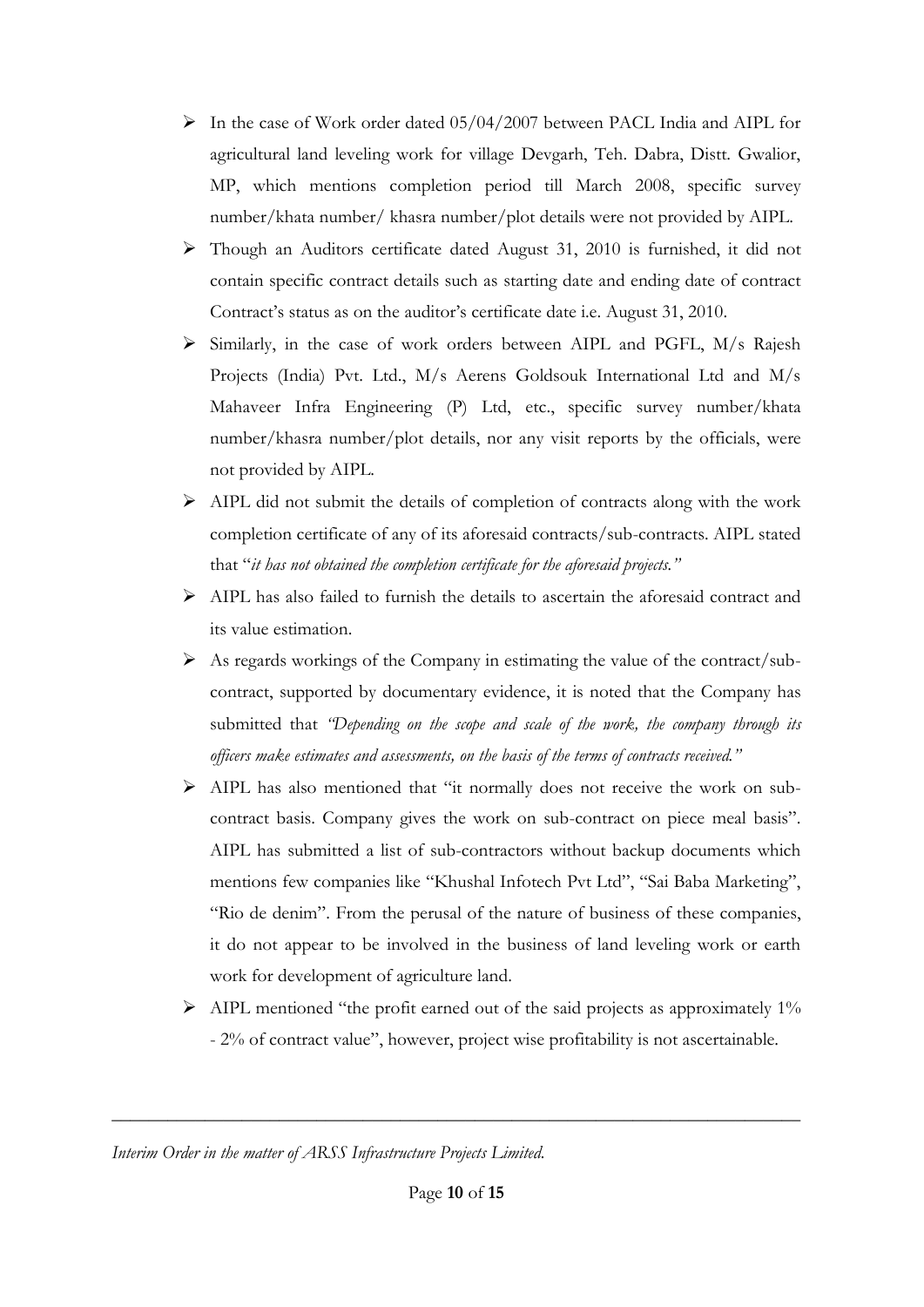- In the case of Work order dated 05/04/2007 between PACL India and AIPL for agricultural land leveling work for village Devgarh, Teh. Dabra, Distt. Gwalior, MP, which mentions completion period till March 2008, specific survey number/khata number/ khasra number/plot details were not provided by AIPL.
- Though an Auditors certificate dated August 31, 2010 is furnished, it did not contain specific contract details such as starting date and ending date of contract Contract's status as on the auditor's certificate date i.e. August 31, 2010.
- Similarly, in the case of work orders between AIPL and PGFL, M/s Rajesh Projects (India) Pvt. Ltd., M/s Aerens Goldsouk International Ltd and M/s Mahaveer Infra Engineering (P) Ltd, etc., specific survey number/khata number/khasra number/plot details, nor any visit reports by the officials, were not provided by AIPL.
- AIPL did not submit the details of completion of contracts along with the work completion certificate of any of its aforesaid contracts/sub-contracts. AIPL stated that "*it has not obtained the completion certificate for the aforesaid projects."*
- AIPL has also failed to furnish the details to ascertain the aforesaid contract and its value estimation.
- As regards workings of the Company in estimating the value of the contract/sub-contract, supported by documentary evidence, it is noted that the Company has submitted that *"Depending on the scope and scale of the work, the company through its officers make estimates and assessments, on the basis of the terms of contracts received."*
- AIPL has also mentioned that "it normally does not receive the work on sub-contract basis. Company gives the work on sub-contract on piece meal basis". AIPL has submitted a list of sub-contractors without backup documents which mentions few companies like "Khushal Infotech Pvt Ltd", "Sai Baba Marketing", "Rio de denim". From the perusal of the nature of business of these companies, it do not appear to be involved in the business of land leveling work or earth work for development of agriculture land.
- AIPL mentioned "the profit earned out of the said projects as approximately 1% - 2% of contract value", however, project wise profitability is not ascertainable.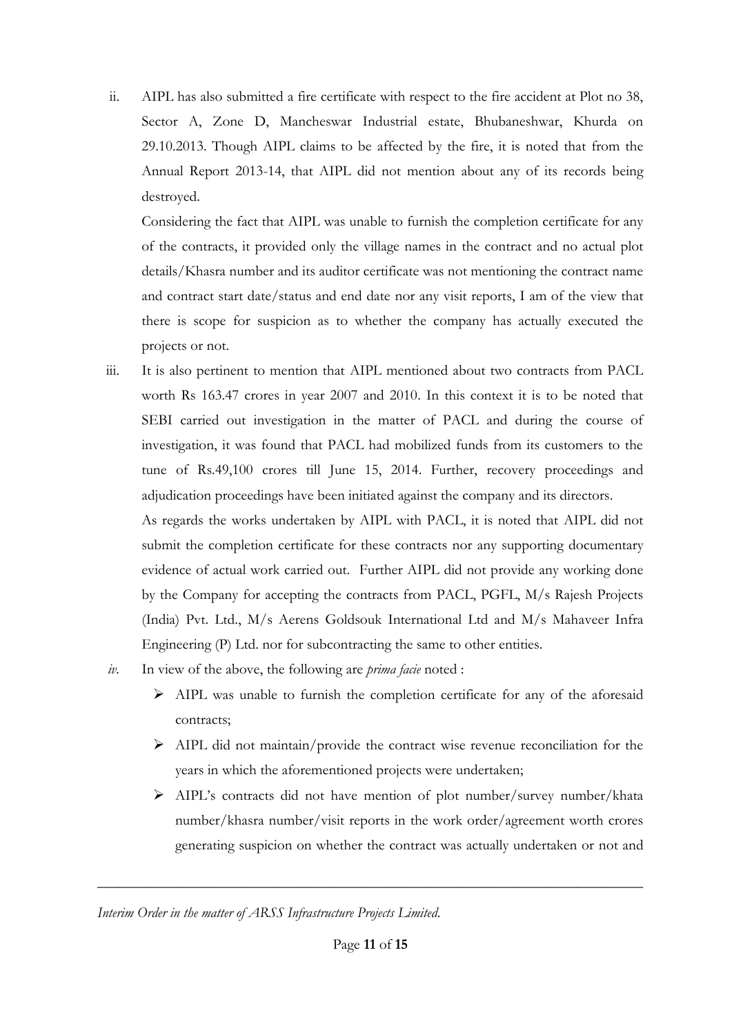ii. AIPL has also submitted a fire certificate with respect to the fire accident at Plot no 38, Sector A, Zone D, Mancheswar Industrial estate, Bhubaneshwar, Khurda on 29.10.2013. Though AIPL claims to be affected by the fire, it is noted that from the Annual Report 2013-14, that AIPL did not mention about any of its records being destroyed.

   Considering the fact that AIPL was unable to furnish the completion certificate for any of the contracts, it provided only the village names in the contract and no actual plot details/Khasra number and its auditor certificate was not mentioning the contract name and contract start date/status and end date nor any visit reports, I am of the view that there is scope for suspicion as to whether the company has actually executed the projects or not.

iii. It is also pertinent to mention that AIPL mentioned about two contracts from PACL worth Rs 163.47 crores in year 2007 and 2010. In this context it is to be noted that SEBI carried out investigation in the matter of PACL and during the course of investigation, it was found that PACL had mobilized funds from its customers to the tune of Rs.49,100 crores till June 15, 2014. Further, recovery proceedings and adjudication proceedings have been initiated against the company and its directors.

   As regards the works undertaken by AIPL with PACL, it is noted that AIPL did not submit the completion certificate for these contracts nor any supporting documentary evidence of actual work carried out. Further AIPL did not provide any working done by the Company for accepting the contracts from PACL, PGFL, M/s Rajesh Projects (India) Pvt. Ltd., M/s Aerens Goldsouk International Ltd and M/s Mahaveer Infra Engineering (P) Ltd. nor for subcontracting the same to other entities.

*iv.* In view of the above, the following are *prima facie* noted :

- AIPL was unable to furnish the completion certificate for any of the aforesaid contracts;
- AIPL did not maintain/provide the contract wise revenue reconciliation for the years in which the aforementioned projects were undertaken;
- AIPL's contracts did not have mention of plot number/survey number/khata number/khasra number/visit reports in the work order/agreement worth crores generating suspicion on whether the contract was actually undertaken or not and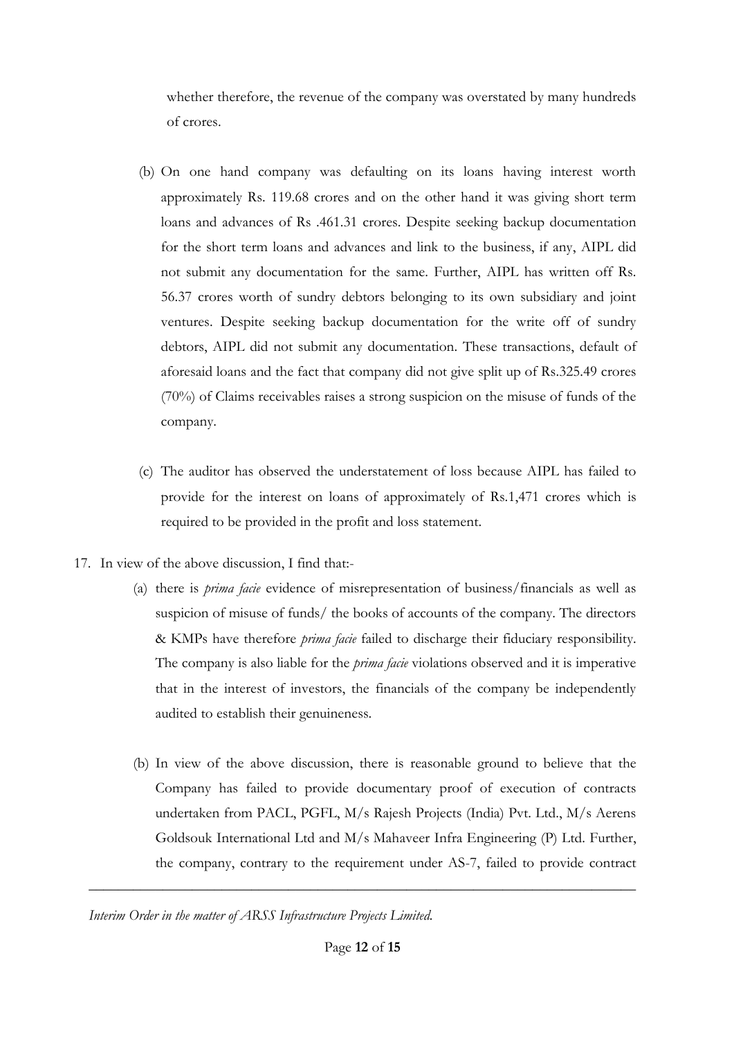whether therefore, the revenue of the company was overstated by many hundreds of crores.

(b) On one hand company was defaulting on its loans having interest worth approximately Rs. 119.68 crores and on the other hand it was giving short term loans and advances of Rs .461.31 crores. Despite seeking backup documentation for the short term loans and advances and link to the business, if any, AIPL did not submit any documentation for the same. Further, AIPL has written off Rs. 56.37 crores worth of sundry debtors belonging to its own subsidiary and joint ventures. Despite seeking backup documentation for the write off of sundry debtors, AIPL did not submit any documentation. These transactions, default of aforesaid loans and the fact that company did not give split up of Rs.325.49 crores (70%) of Claims receivables raises a strong suspicion on the misuse of funds of the company.

(c) The auditor has observed the understatement of loss because AIPL has failed to provide for the interest on loans of approximately of Rs.1,471 crores which is required to be provided in the profit and loss statement.

17. In view of the above discussion, I find that:-

    (a) there is *prima facie* evidence of misrepresentation of business/financials as well as suspicion of misuse of funds/ the books of accounts of the company. The directors & KMPs have therefore *prima facie* failed to discharge their fiduciary responsibility. The company is also liable for the *prima facie* violations observed and it is imperative that in the interest of investors, the financials of the company be independently audited to establish their genuineness.

    (b) In view of the above discussion, there is reasonable ground to believe that the Company has failed to provide documentary proof of execution of contracts undertaken from PACL, PGFL, M/s Rajesh Projects (India) Pvt. Ltd., M/s Aerens Goldsouk International Ltd and M/s Mahaveer Infra Engineering (P) Ltd. Further, the company, contrary to the requirement under AS-7, failed to provide contract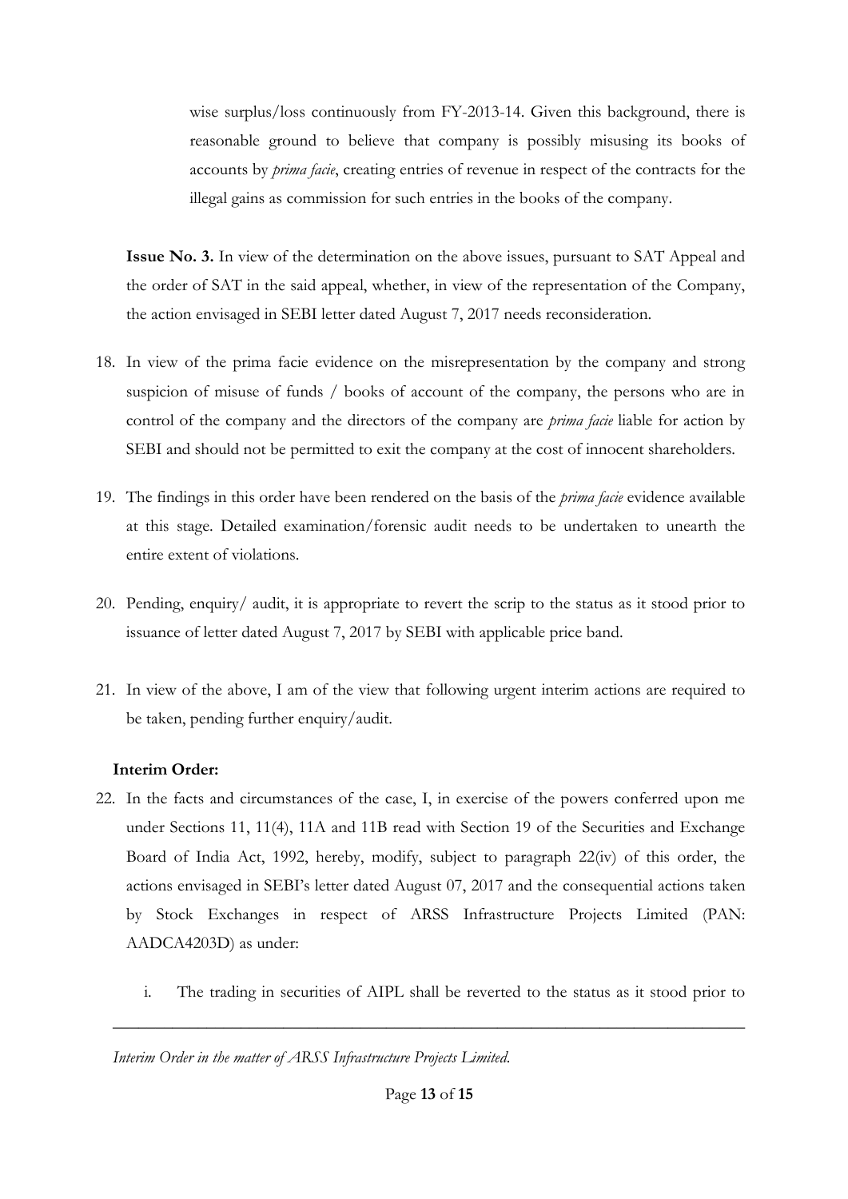wise surplus/loss continuously from FY-2013-14. Given this background, there is reasonable ground to believe that company is possibly misusing its books of accounts by *prima facie*, creating entries of revenue in respect of the contracts for the illegal gains as commission for such entries in the books of the company.

**Issue No. 3.** In view of the determination on the above issues, pursuant to SAT Appeal and the order of SAT in the said appeal, whether, in view of the representation of the Company, the action envisaged in SEBI letter dated August 7, 2017 needs reconsideration.

18. In view of the prima facie evidence on the misrepresentation by the company and strong suspicion of misuse of funds / books of account of the company, the persons who are in control of the company and the directors of the company are *prima facie* liable for action by SEBI and should not be permitted to exit the company at the cost of innocent shareholders.

19. The findings in this order have been rendered on the basis of the *prima facie* evidence available at this stage. Detailed examination/forensic audit needs to be undertaken to unearth the entire extent of violations.

20. Pending, enquiry/ audit, it is appropriate to revert the scrip to the status as it stood prior to issuance of letter dated August 7, 2017 by SEBI with applicable price band.

21. In view of the above, I am of the view that following urgent interim actions are required to be taken, pending further enquiry/audit.

**Interim Order:**

22. In the facts and circumstances of the case, I, in exercise of the powers conferred upon me under Sections 11, 11(4), 11A and 11B read with Section 19 of the Securities and Exchange Board of India Act, 1992, hereby, modify, subject to paragraph 22(iv) of this order, the actions envisaged in SEBI's letter dated August 07, 2017 and the consequential actions taken by Stock Exchanges in respect of ARSS Infrastructure Projects Limited (PAN: AADCA4203D) as under:

    i. The trading in securities of AIPL shall be reverted to the status as it stood prior to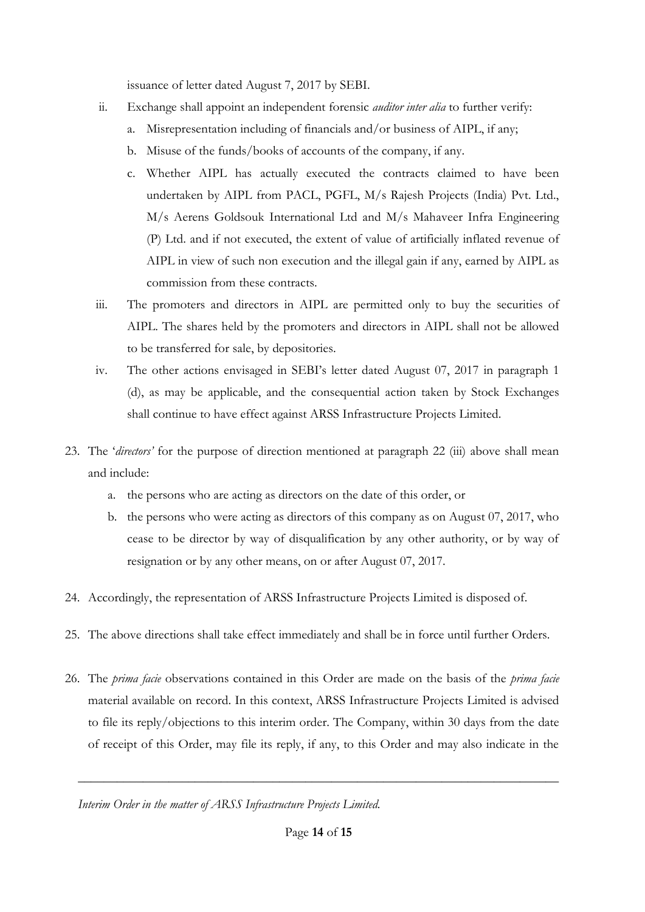issuance of letter dated August 7, 2017 by SEBI.

ii. Exchange shall appoint an independent forensic *auditor inter alia* to further verify:

   a. Misrepresentation including of financials and/or business of AIPL, if any;

   b. Misuse of the funds/books of accounts of the company, if any.

   c. Whether AIPL has actually executed the contracts claimed to have been undertaken by AIPL from PACL, PGFL, M/s Rajesh Projects (India) Pvt. Ltd., M/s Aerens Goldsouk International Ltd and M/s Mahaveer Infra Engineering (P) Ltd. and if not executed, the extent of value of artificially inflated revenue of AIPL in view of such non execution and the illegal gain if any, earned by AIPL as commission from these contracts.

iii. The promoters and directors in AIPL are permitted only to buy the securities of AIPL. The shares held by the promoters and directors in AIPL shall not be allowed to be transferred for sale, by depositories.

iv. The other actions envisaged in SEBI's letter dated August 07, 2017 in paragraph 1 (d), as may be applicable, and the consequential action taken by Stock Exchanges shall continue to have effect against ARSS Infrastructure Projects Limited.

23. The '*directors'* for the purpose of direction mentioned at paragraph 22 (iii) above shall mean and include:

   a. the persons who are acting as directors on the date of this order, or

   b. the persons who were acting as directors of this company as on August 07, 2017, who cease to be director by way of disqualification by any other authority, or by way of resignation or by any other means, on or after August 07, 2017.

24. Accordingly, the representation of ARSS Infrastructure Projects Limited is disposed of.

25. The above directions shall take effect immediately and shall be in force until further Orders.

26. The *prima facie* observations contained in this Order are made on the basis of the *prima facie* material available on record. In this context, ARSS Infrastructure Projects Limited is advised to file its reply/objections to this interim order. The Company, within 30 days from the date of receipt of this Order, may file its reply, if any, to this Order and may also indicate in the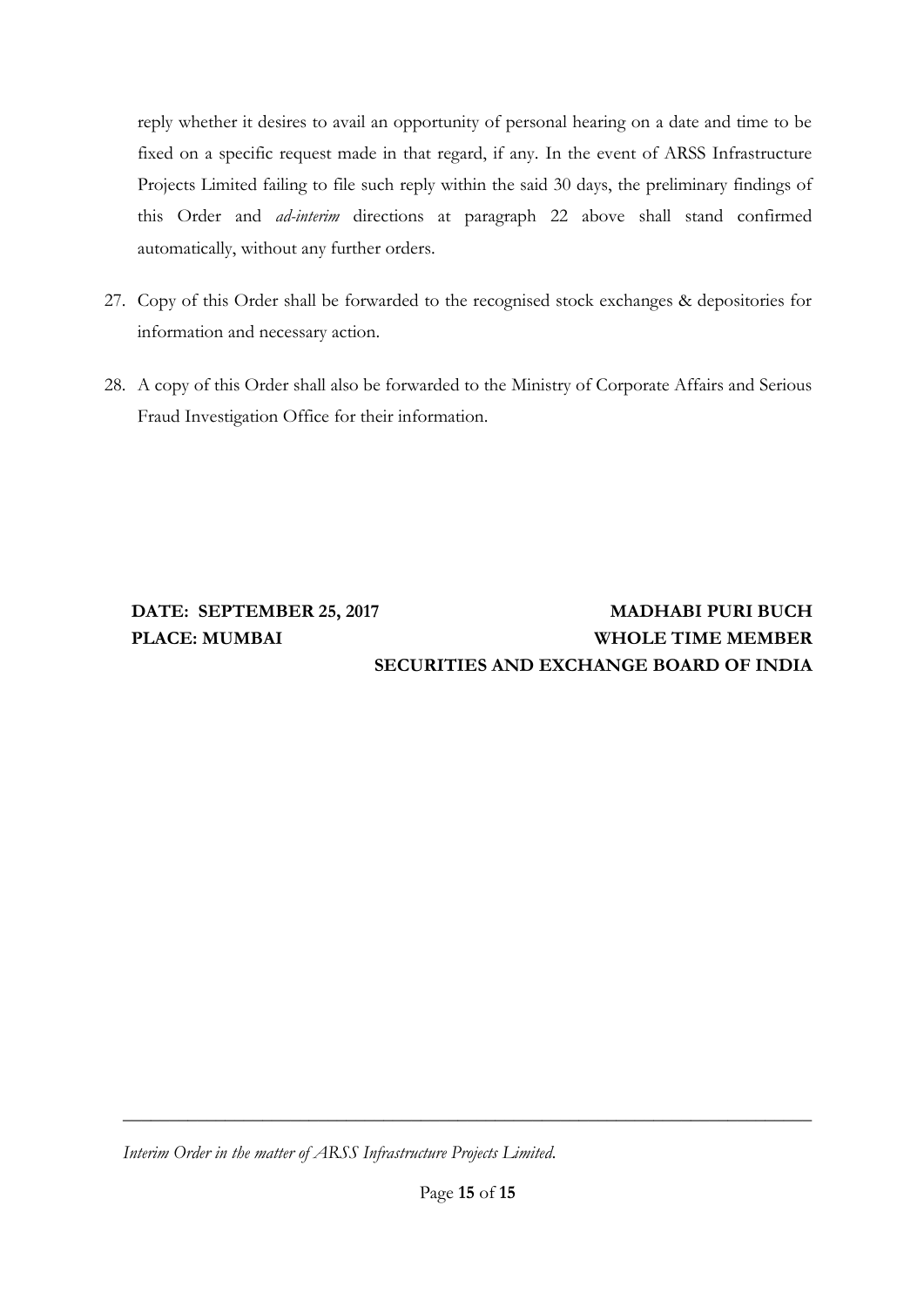reply whether it desires to avail an opportunity of personal hearing on a date and time to be fixed on a specific request made in that regard, if any. In the event of ARSS Infrastructure Projects Limited failing to file such reply within the said 30 days, the preliminary findings of this Order and *ad-interim* directions at paragraph 22 above shall stand confirmed automatically, without any further orders.

27. Copy of this Order shall be forwarded to the recognised stock exchanges & depositories for information and necessary action.

28. A copy of this Order shall also be forwarded to the Ministry of Corporate Affairs and Serious Fraud Investigation Office for their information.

**DATE: SEPTEMBER 25, 2017**
**PLACE: MUMBAI**

**MADHABI PURI BUCH**
**WHOLE TIME MEMBER**
**SECURITIES AND EXCHANGE BOARD OF INDIA**